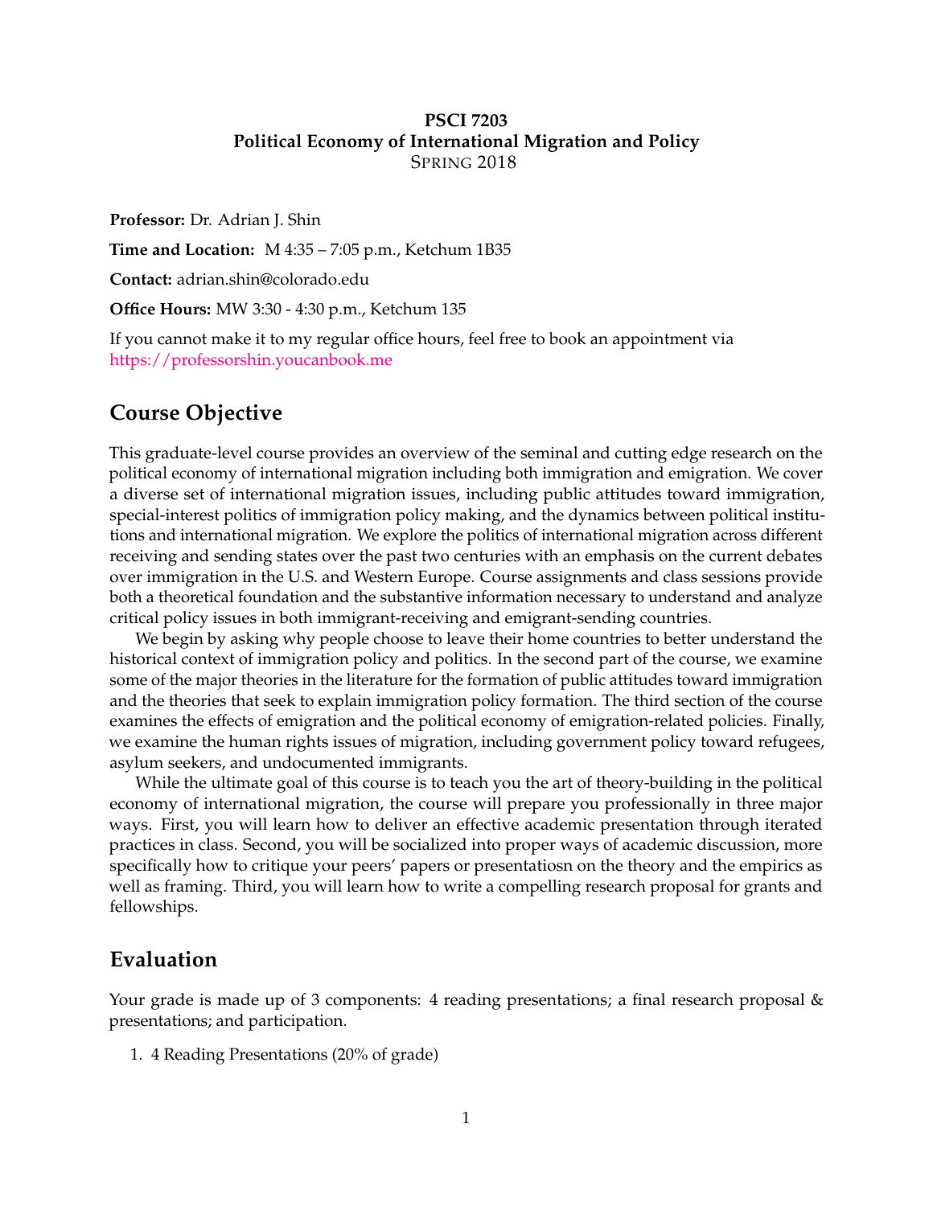**PSCI 7203**
**Political Economy of International Migration and Policy**
SPRING 2018

**Professor:** Dr. Adrian J. Shin

**Time and Location:** M 4:35 – 7:05 p.m., Ketchum 1B35

**Contact:** adrian.shin@colorado.edu

**Office Hours:** MW 3:30 - 4:30 p.m., Ketchum 135

If you cannot make it to my regular office hours, feel free to book an appointment via https://professorshin.youcanbook.me

## Course Objective

This graduate-level course provides an overview of the seminal and cutting edge research on the political economy of international migration including both immigration and emigration. We cover a diverse set of international migration issues, including public attitudes toward immigration, special-interest politics of immigration policy making, and the dynamics between political institutions and international migration. We explore the politics of international migration across different receiving and sending states over the past two centuries with an emphasis on the current debates over immigration in the U.S. and Western Europe. Course assignments and class sessions provide both a theoretical foundation and the substantive information necessary to understand and analyze critical policy issues in both immigrant-receiving and emigrant-sending countries.

We begin by asking why people choose to leave their home countries to better understand the historical context of immigration policy and politics. In the second part of the course, we examine some of the major theories in the literature for the formation of public attitudes toward immigration and the theories that seek to explain immigration policy formation. The third section of the course examines the effects of emigration and the political economy of emigration-related policies. Finally, we examine the human rights issues of migration, including government policy toward refugees, asylum seekers, and undocumented immigrants.

While the ultimate goal of this course is to teach you the art of theory-building in the political economy of international migration, the course will prepare you professionally in three major ways. First, you will learn how to deliver an effective academic presentation through iterated practices in class. Second, you will be socialized into proper ways of academic discussion, more specifically how to critique your peers' papers or presentatiosn on the theory and the empirics as well as framing. Third, you will learn how to write a compelling research proposal for grants and fellowships.

## Evaluation

Your grade is made up of 3 components: 4 reading presentations; a final research proposal & presentations; and participation.

1. 4 Reading Presentations (20% of grade)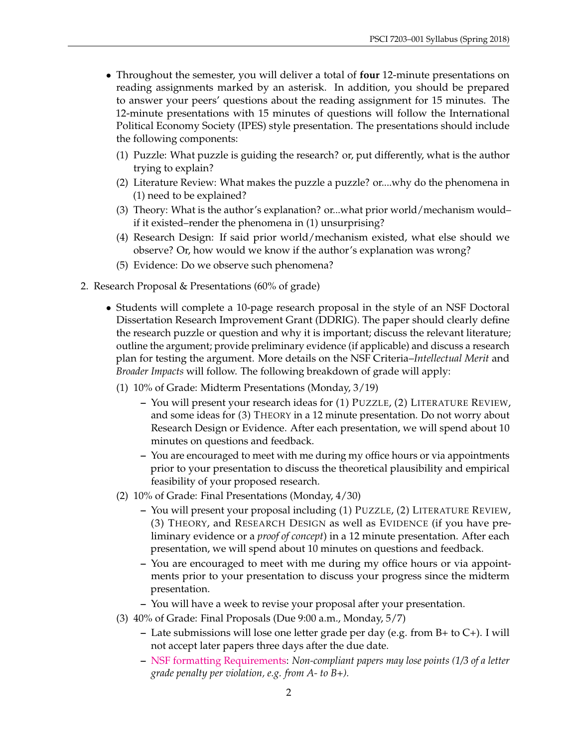- Throughout the semester, you will deliver a total of **four** 12-minute presentations on reading assignments marked by an asterisk. In addition, you should be prepared to answer your peers' questions about the reading assignment for 15 minutes. The 12-minute presentations with 15 minutes of questions will follow the International Political Economy Society (IPES) style presentation. The presentations should include the following components:
  (1) Puzzle: What puzzle is guiding the research? or, put differently, what is the author trying to explain?
  (2) Literature Review: What makes the puzzle a puzzle? or....why do the phenomena in (1) need to be explained?
  (3) Theory: What is the author's explanation? or...what prior world/mechanism would–if it existed–render the phenomena in (1) unsurprising?
  (4) Research Design: If said prior world/mechanism existed, what else should we observe? Or, how would we know if the author's explanation was wrong?
  (5) Evidence: Do we observe such phenomena?

2. Research Proposal & Presentations (60% of grade)
   - Students will complete a 10-page research proposal in the style of an NSF Doctoral Dissertation Research Improvement Grant (DDRIG). The paper should clearly define the research puzzle or question and why it is important; discuss the relevant literature; outline the argument; provide preliminary evidence (if applicable) and discuss a research plan for testing the argument. More details on the NSF Criteria–*Intellectual Merit* and *Broader Impacts* will follow. The following breakdown of grade will apply:
     (1) 10% of Grade: Midterm Presentations (Monday, 3/19)
       – You will present your research ideas for (1) PUZZLE, (2) LITERATURE REVIEW, and some ideas for (3) THEORY in a 12 minute presentation. Do not worry about Research Design or Evidence. After each presentation, we will spend about 10 minutes on questions and feedback.
       – You are encouraged to meet with me during my office hours or via appointments prior to your presentation to discuss the theoretical plausibility and empirical feasibility of your proposed research.
     (2) 10% of Grade: Final Presentations (Monday, 4/30)
       – You will present your proposal including (1) PUZZLE, (2) LITERATURE REVIEW, (3) THEORY, and RESEARCH DESIGN as well as EVIDENCE (if you have preliminary evidence or a *proof of concept*) in a 12 minute presentation. After each presentation, we will spend about 10 minutes on questions and feedback.
       – You are encouraged to meet with me during my office hours or via appointments prior to your presentation to discuss your progress since the midterm presentation.
       – You will have a week to revise your proposal after your presentation.
     (3) 40% of Grade: Final Proposals (Due 9:00 a.m., Monday, 5/7)
       – Late submissions will lose one letter grade per day (e.g. from B+ to C+). I will not accept later papers three days after the due date.
       – NSF formatting Requirements: *Non-compliant papers may lose points (1/3 of a letter grade penalty per violation, e.g. from A- to B+).*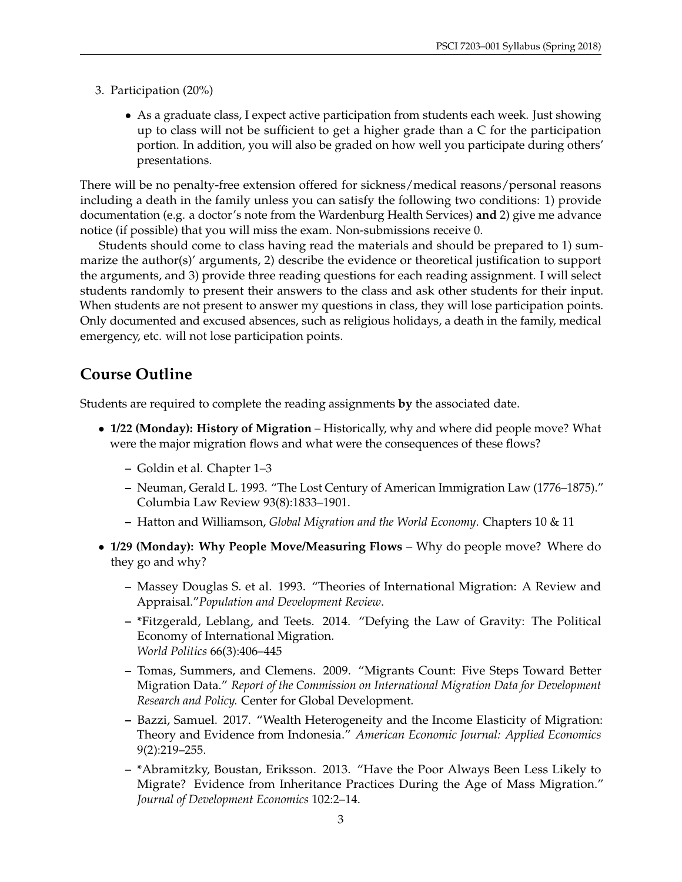3. Participation (20%)

    - As a graduate class, I expect active participation from students each week. Just showing up to class will not be sufficient to get a higher grade than a C for the participation portion. In addition, you will also be graded on how well you participate during others' presentations.

There will be no penalty-free extension offered for sickness/medical reasons/personal reasons including a death in the family unless you can satisfy the following two conditions: 1) provide documentation (e.g. a doctor's note from the Wardenburg Health Services) **and** 2) give me advance notice (if possible) that you will miss the exam. Non-submissions receive 0.

Students should come to class having read the materials and should be prepared to 1) summarize the author(s)' arguments, 2) describe the evidence or theoretical justification to support the arguments, and 3) provide three reading questions for each reading assignment. I will select students randomly to present their answers to the class and ask other students for their input. When students are not present to answer my questions in class, they will lose participation points. Only documented and excused absences, such as religious holidays, a death in the family, medical emergency, etc. will not lose participation points.

## Course Outline

Students are required to complete the reading assignments **by** the associated date.

- **1/22 (Monday): History of Migration** – Historically, why and where did people move? What were the major migration flows and what were the consequences of these flows?
    - Goldin et al. Chapter 1–3
    - Neuman, Gerald L. 1993. "The Lost Century of American Immigration Law (1776–1875)." Columbia Law Review 93(8):1833–1901.
    - Hatton and Williamson, *Global Migration and the World Economy*. Chapters 10 & 11
- **1/29 (Monday): Why People Move/Measuring Flows** – Why do people move? Where do they go and why?
    - Massey Douglas S. et al. 1993. "Theories of International Migration: A Review and Appraisal."*Population and Development Review*.
    - *Fitzgerald, Leblang, and Teets. 2014. "Defying the Law of Gravity: The Political Economy of International Migration. *World Politics* 66(3):406–445
    - Tomas, Summers, and Clemens. 2009. "Migrants Count: Five Steps Toward Better Migration Data." *Report of the Commission on International Migration Data for Development Research and Policy.* Center for Global Development.
    - Bazzi, Samuel. 2017. "Wealth Heterogeneity and the Income Elasticity of Migration: Theory and Evidence from Indonesia." *American Economic Journal: Applied Economics* 9(2):219–255.
    - *Abramitzky, Boustan, Eriksson. 2013. "Have the Poor Always Been Less Likely to Migrate? Evidence from Inheritance Practices During the Age of Mass Migration." *Journal of Development Economics* 102:2–14.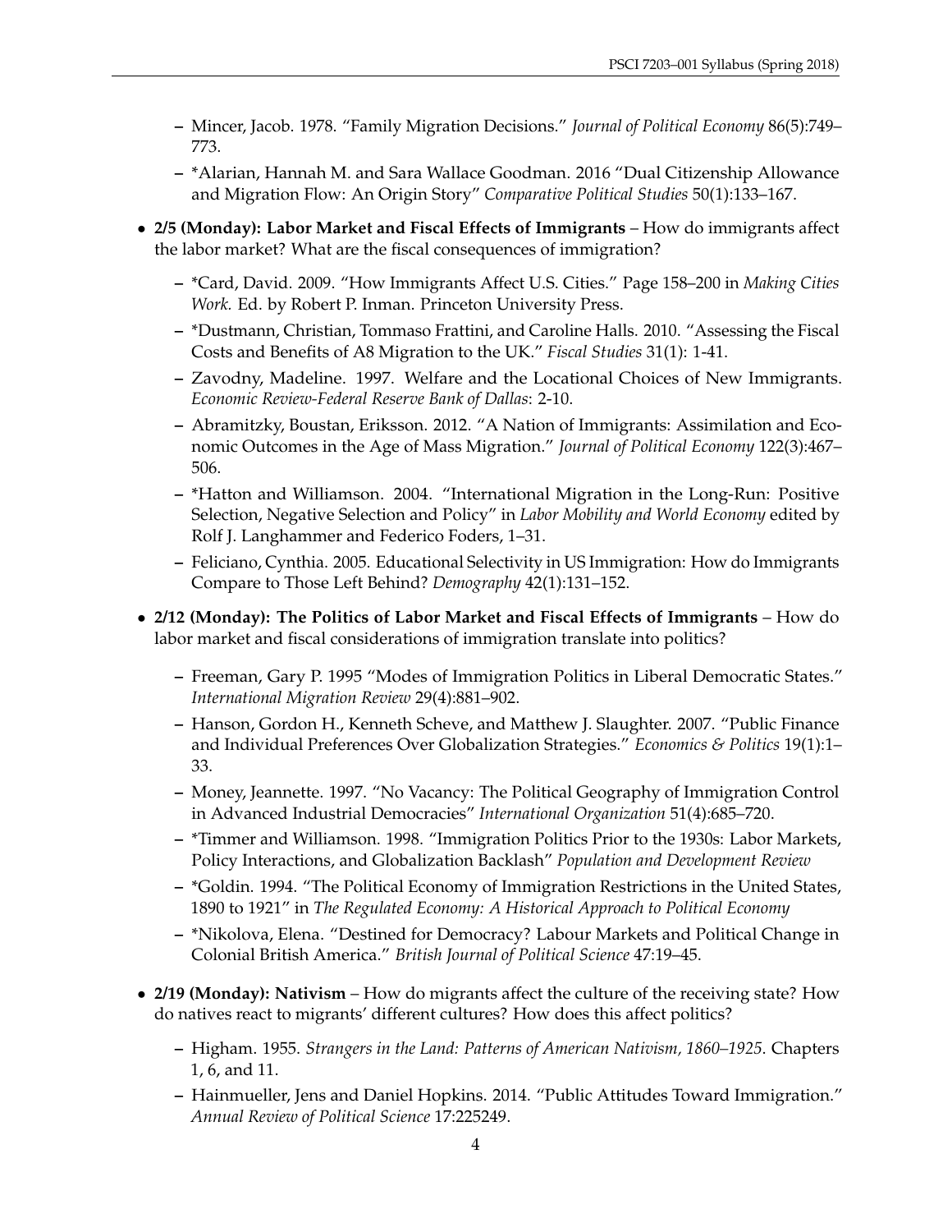- Mincer, Jacob. 1978. "Family Migration Decisions." *Journal of Political Economy* 86(5):749–773.
- *Alarian, Hannah M. and Sara Wallace Goodman. 2016 "Dual Citizenship Allowance and Migration Flow: An Origin Story" *Comparative Political Studies* 50(1):133–167.

- **2/5 (Monday): Labor Market and Fiscal Effects of Immigrants** – How do immigrants affect the labor market? What are the fiscal consequences of immigration?
  - *Card, David. 2009. "How Immigrants Affect U.S. Cities." Page 158–200 in *Making Cities Work.* Ed. by Robert P. Inman. Princeton University Press.
  - *Dustmann, Christian, Tommaso Frattini, and Caroline Halls. 2010. "Assessing the Fiscal Costs and Benefits of A8 Migration to the UK." *Fiscal Studies* 31(1): 1-41.
  - Zavodny, Madeline. 1997. Welfare and the Locational Choices of New Immigrants. *Economic Review-Federal Reserve Bank of Dallas*: 2-10.
  - Abramitzky, Boustan, Eriksson. 2012. "A Nation of Immigrants: Assimilation and Economic Outcomes in the Age of Mass Migration." *Journal of Political Economy* 122(3):467–506.
  - *Hatton and Williamson. 2004. "International Migration in the Long-Run: Positive Selection, Negative Selection and Policy" in *Labor Mobility and World Economy* edited by Rolf J. Langhammer and Federico Foders, 1–31.
  - Feliciano, Cynthia. 2005. Educational Selectivity in US Immigration: How do Immigrants Compare to Those Left Behind? *Demography* 42(1):131–152.

- **2/12 (Monday): The Politics of Labor Market and Fiscal Effects of Immigrants** – How do labor market and fiscal considerations of immigration translate into politics?
  - Freeman, Gary P. 1995 "Modes of Immigration Politics in Liberal Democratic States." *International Migration Review* 29(4):881–902.
  - Hanson, Gordon H., Kenneth Scheve, and Matthew J. Slaughter. 2007. "Public Finance and Individual Preferences Over Globalization Strategies." *Economics & Politics* 19(1):1–33.
  - Money, Jeannette. 1997. "No Vacancy: The Political Geography of Immigration Control in Advanced Industrial Democracies" *International Organization* 51(4):685–720.
  - *Timmer and Williamson. 1998. "Immigration Politics Prior to the 1930s: Labor Markets, Policy Interactions, and Globalization Backlash" *Population and Development Review*
  - *Goldin. 1994. "The Political Economy of Immigration Restrictions in the United States, 1890 to 1921" in *The Regulated Economy: A Historical Approach to Political Economy*
  - *Nikolova, Elena. "Destined for Democracy? Labour Markets and Political Change in Colonial British America." *British Journal of Political Science* 47:19–45.

- **2/19 (Monday): Nativism** – How do migrants affect the culture of the receiving state? How do natives react to migrants' different cultures? How does this affect politics?
  - Higham. 1955. *Strangers in the Land: Patterns of American Nativism, 1860–1925*. Chapters 1, 6, and 11.
  - Hainmueller, Jens and Daniel Hopkins. 2014. "Public Attitudes Toward Immigration." *Annual Review of Political Science* 17:225249.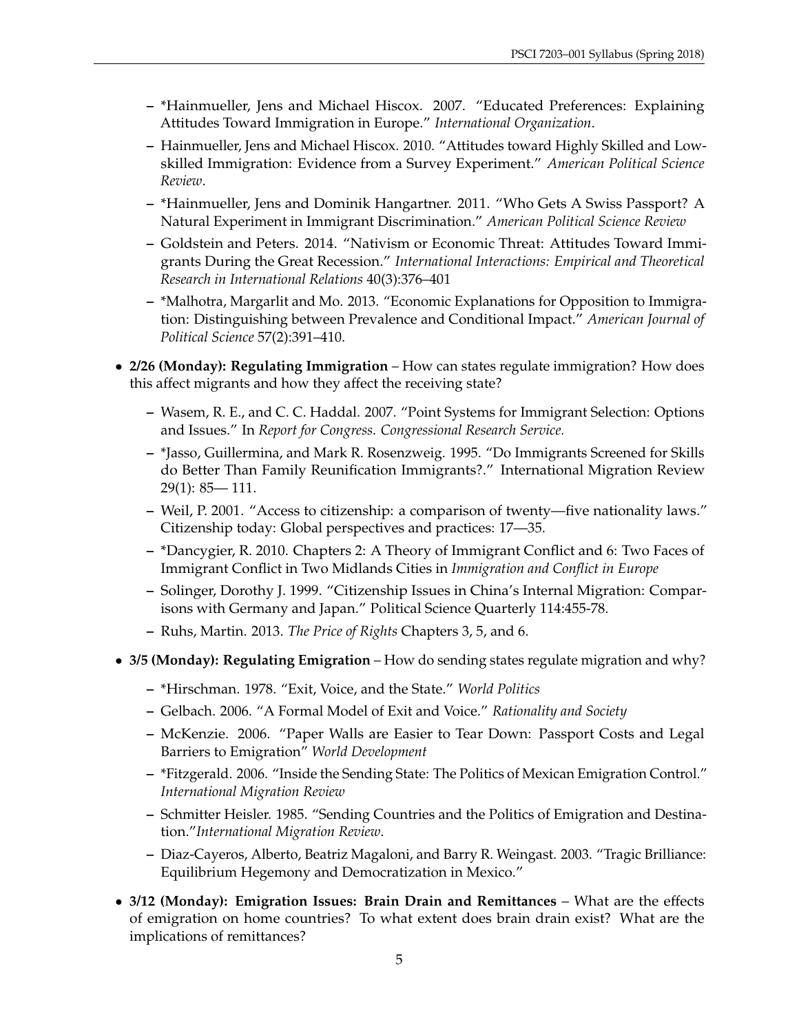- *Hainmueller, Jens and Michael Hiscox. 2007. "Educated Preferences: Explaining Attitudes Toward Immigration in Europe." *International Organization*.
  - Hainmueller, Jens and Michael Hiscox. 2010. "Attitudes toward Highly Skilled and Low-skilled Immigration: Evidence from a Survey Experiment." *American Political Science Review*.
  - *Hainmueller, Jens and Dominik Hangartner. 2011. "Who Gets A Swiss Passport? A Natural Experiment in Immigrant Discrimination." *American Political Science Review*
  - Goldstein and Peters. 2014. "Nativism or Economic Threat: Attitudes Toward Immigrants During the Great Recession." *International Interactions: Empirical and Theoretical Research in International Relations* 40(3):376–401
  - *Malhotra, Margarlit and Mo. 2013. "Economic Explanations for Opposition to Immigration: Distinguishing between Prevalence and Conditional Impact." *American Journal of Political Science* 57(2):391–410.

- **2/26 (Monday): Regulating Immigration** – How can states regulate immigration? How does this affect migrants and how they affect the receiving state?
  - Wasem, R. E., and C. C. Haddal. 2007. "Point Systems for Immigrant Selection: Options and Issues." In *Report for Congress. Congressional Research Service.*
  - *Jasso, Guillermina, and Mark R. Rosenzweig. 1995. "Do Immigrants Screened for Skills do Better Than Family Reunification Immigrants?." International Migration Review 29(1): 85— 111.
  - Weil, P. 2001. "Access to citizenship: a comparison of twenty—five nationality laws." Citizenship today: Global perspectives and practices: 17—35.
  - *Dancygier, R. 2010. Chapters 2: A Theory of Immigrant Conflict and 6: Two Faces of Immigrant Conflict in Two Midlands Cities in *Immigration and Conflict in Europe*
  - Solinger, Dorothy J. 1999. "Citizenship Issues in China's Internal Migration: Comparisons with Germany and Japan." Political Science Quarterly 114:455-78.
  - Ruhs, Martin. 2013. *The Price of Rights* Chapters 3, 5, and 6.

- **3/5 (Monday): Regulating Emigration** – How do sending states regulate migration and why?
  - *Hirschman. 1978. "Exit, Voice, and the State." *World Politics*
  - Gelbach. 2006. "A Formal Model of Exit and Voice." *Rationality and Society*
  - McKenzie. 2006. "Paper Walls are Easier to Tear Down: Passport Costs and Legal Barriers to Emigration" *World Development*
  - *Fitzgerald. 2006. "Inside the Sending State: The Politics of Mexican Emigration Control." *International Migration Review*
  - Schmitter Heisler. 1985. "Sending Countries and the Politics of Emigration and Destination."*International Migration Review*.
  - Diaz-Cayeros, Alberto, Beatriz Magaloni, and Barry R. Weingast. 2003. "Tragic Brilliance: Equilibrium Hegemony and Democratization in Mexico."

- **3/12 (Monday): Emigration Issues: Brain Drain and Remittances** – What are the effects of emigration on home countries? To what extent does brain drain exist? What are the implications of remittances?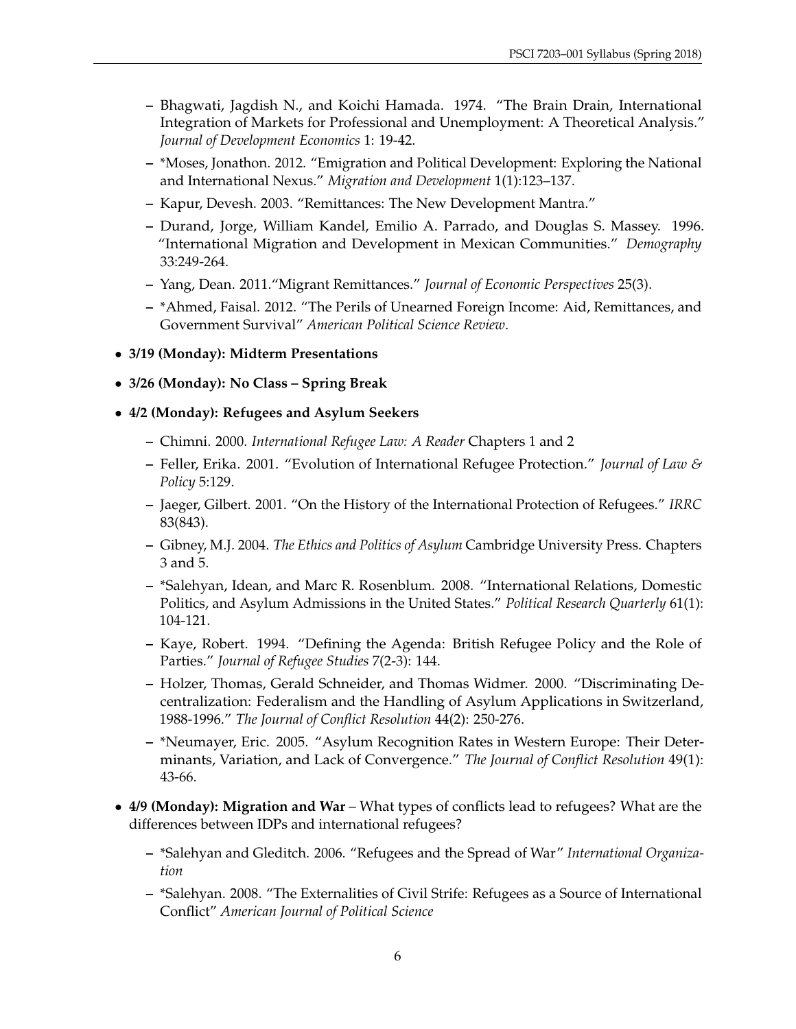- Bhagwati, Jagdish N., and Koichi Hamada. 1974. "The Brain Drain, International Integration of Markets for Professional and Unemployment: A Theoretical Analysis." *Journal of Development Economics* 1: 19-42.
- *Moses, Jonathon. 2012. "Emigration and Political Development: Exploring the National and International Nexus." *Migration and Development* 1(1):123–137.
- Kapur, Devesh. 2003. "Remittances: The New Development Mantra."
- Durand, Jorge, William Kandel, Emilio A. Parrado, and Douglas S. Massey. 1996. "International Migration and Development in Mexican Communities." *Demography* 33:249-264.
- Yang, Dean. 2011."Migrant Remittances." *Journal of Economic Perspectives* 25(3).
- *Ahmed, Faisal. 2012. "The Perils of Unearned Foreign Income: Aid, Remittances, and Government Survival" *American Political Science Review*.

- **3/19 (Monday): Midterm Presentations**
- **3/26 (Monday): No Class – Spring Break**
- **4/2 (Monday): Refugees and Asylum Seekers**
  - Chimni. 2000. *International Refugee Law: A Reader* Chapters 1 and 2
  - Feller, Erika. 2001. "Evolution of International Refugee Protection." *Journal of Law & Policy* 5:129.
  - Jaeger, Gilbert. 2001. "On the History of the International Protection of Refugees." *IRRC* 83(843).
  - Gibney, M.J. 2004. *The Ethics and Politics of Asylum* Cambridge University Press. Chapters 3 and 5.
  - *Salehyan, Idean, and Marc R. Rosenblum. 2008. "International Relations, Domestic Politics, and Asylum Admissions in the United States." *Political Research Quarterly* 61(1): 104-121.
  - Kaye, Robert. 1994. "Defining the Agenda: British Refugee Policy and the Role of Parties." *Journal of Refugee Studies* 7(2-3): 144.
  - Holzer, Thomas, Gerald Schneider, and Thomas Widmer. 2000. "Discriminating Decentralization: Federalism and the Handling of Asylum Applications in Switzerland, 1988-1996." *The Journal of Conflict Resolution* 44(2): 250-276.
  - *Neumayer, Eric. 2005. "Asylum Recognition Rates in Western Europe: Their Determinants, Variation, and Lack of Convergence." *The Journal of Conflict Resolution* 49(1): 43-66.
- **4/9 (Monday): Migration and War** – What types of conflicts lead to refugees? What are the differences between IDPs and international refugees?
  - *Salehyan and Gleditch. 2006. "Refugees and the Spread of War" *International Organization*
  - *Salehyan. 2008. "The Externalities of Civil Strife: Refugees as a Source of International Conflict" *American Journal of Political Science*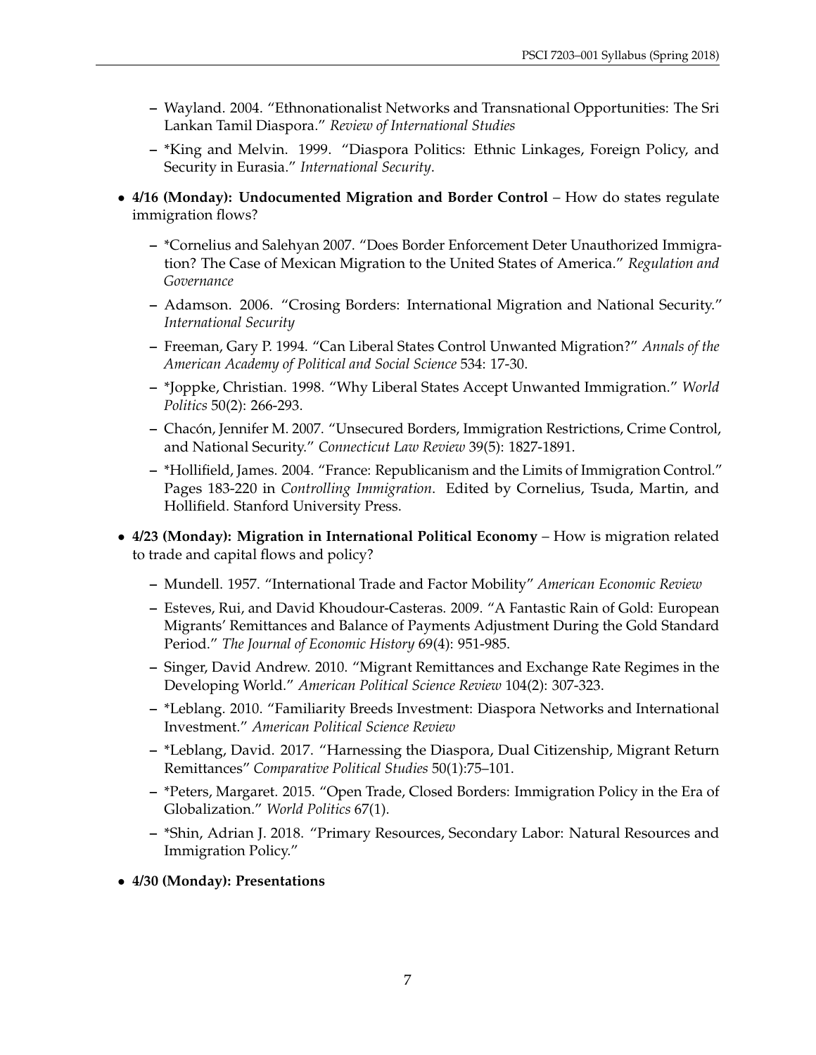- Wayland. 2004. "Ethnonationalist Networks and Transnational Opportunities: The Sri Lankan Tamil Diaspora." *Review of International Studies*
  - *King and Melvin. 1999. "Diaspora Politics: Ethnic Linkages, Foreign Policy, and Security in Eurasia." *International Security*.

- **4/16 (Monday): Undocumented Migration and Border Control** – How do states regulate immigration flows?
  - *Cornelius and Salehyan 2007. "Does Border Enforcement Deter Unauthorized Immigration? The Case of Mexican Migration to the United States of America." *Regulation and Governance*
  - Adamson. 2006. "Crosing Borders: International Migration and National Security." *International Security*
  - Freeman, Gary P. 1994. "Can Liberal States Control Unwanted Migration?" *Annals of the American Academy of Political and Social Science* 534: 17-30.
  - *Joppke, Christian. 1998. "Why Liberal States Accept Unwanted Immigration." *World Politics* 50(2): 266-293.
  - Chacón, Jennifer M. 2007. "Unsecured Borders, Immigration Restrictions, Crime Control, and National Security." *Connecticut Law Review* 39(5): 1827-1891.
  - *Hollifield, James. 2004. "France: Republicanism and the Limits of Immigration Control." Pages 183-220 in *Controlling Immigration*. Edited by Cornelius, Tsuda, Martin, and Hollifield. Stanford University Press.

- **4/23 (Monday): Migration in International Political Economy** – How is migration related to trade and capital flows and policy?
  - Mundell. 1957. "International Trade and Factor Mobility" *American Economic Review*
  - Esteves, Rui, and David Khoudour-Casteras. 2009. "A Fantastic Rain of Gold: European Migrants' Remittances and Balance of Payments Adjustment During the Gold Standard Period." *The Journal of Economic History* 69(4): 951-985.
  - Singer, David Andrew. 2010. "Migrant Remittances and Exchange Rate Regimes in the Developing World." *American Political Science Review* 104(2): 307-323.
  - *Leblang. 2010. "Familiarity Breeds Investment: Diaspora Networks and International Investment." *American Political Science Review*
  - *Leblang, David. 2017. "Harnessing the Diaspora, Dual Citizenship, Migrant Return Remittances" *Comparative Political Studies* 50(1):75–101.
  - *Peters, Margaret. 2015. "Open Trade, Closed Borders: Immigration Policy in the Era of Globalization." *World Politics* 67(1).
  - *Shin, Adrian J. 2018. "Primary Resources, Secondary Labor: Natural Resources and Immigration Policy."

- **4/30 (Monday): Presentations**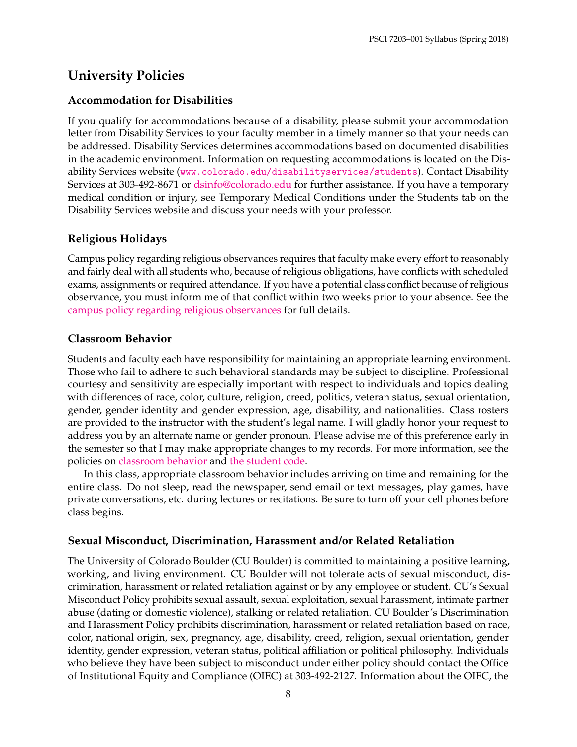## University Policies

### Accommodation for Disabilities

If you qualify for accommodations because of a disability, please submit your accommodation letter from Disability Services to your faculty member in a timely manner so that your needs can be addressed. Disability Services determines accommodations based on documented disabilities in the academic environment. Information on requesting accommodations is located on the Disability Services website (www.colorado.edu/disabilityservices/students). Contact Disability Services at 303-492-8671 or dsinfo@colorado.edu for further assistance. If you have a temporary medical condition or injury, see Temporary Medical Conditions under the Students tab on the Disability Services website and discuss your needs with your professor.

### Religious Holidays

Campus policy regarding religious observances requires that faculty make every effort to reasonably and fairly deal with all students who, because of religious obligations, have conflicts with scheduled exams, assignments or required attendance. If you have a potential class conflict because of religious observance, you must inform me of that conflict within two weeks prior to your absence. See the campus policy regarding religious observances for full details.

### Classroom Behavior

Students and faculty each have responsibility for maintaining an appropriate learning environment. Those who fail to adhere to such behavioral standards may be subject to discipline. Professional courtesy and sensitivity are especially important with respect to individuals and topics dealing with differences of race, color, culture, religion, creed, politics, veteran status, sexual orientation, gender, gender identity and gender expression, age, disability, and nationalities. Class rosters are provided to the instructor with the student's legal name. I will gladly honor your request to address you by an alternate name or gender pronoun. Please advise me of this preference early in the semester so that I may make appropriate changes to my records. For more information, see the policies on classroom behavior and the student code.

In this class, appropriate classroom behavior includes arriving on time and remaining for the entire class. Do not sleep, read the newspaper, send email or text messages, play games, have private conversations, etc. during lectures or recitations. Be sure to turn off your cell phones before class begins.

### Sexual Misconduct, Discrimination, Harassment and/or Related Retaliation

The University of Colorado Boulder (CU Boulder) is committed to maintaining a positive learning, working, and living environment. CU Boulder will not tolerate acts of sexual misconduct, discrimination, harassment or related retaliation against or by any employee or student. CU's Sexual Misconduct Policy prohibits sexual assault, sexual exploitation, sexual harassment, intimate partner abuse (dating or domestic violence), stalking or related retaliation. CU Boulder's Discrimination and Harassment Policy prohibits discrimination, harassment or related retaliation based on race, color, national origin, sex, pregnancy, age, disability, creed, religion, sexual orientation, gender identity, gender expression, veteran status, political affiliation or political philosophy. Individuals who believe they have been subject to misconduct under either policy should contact the Office of Institutional Equity and Compliance (OIEC) at 303-492-2127. Information about the OIEC, the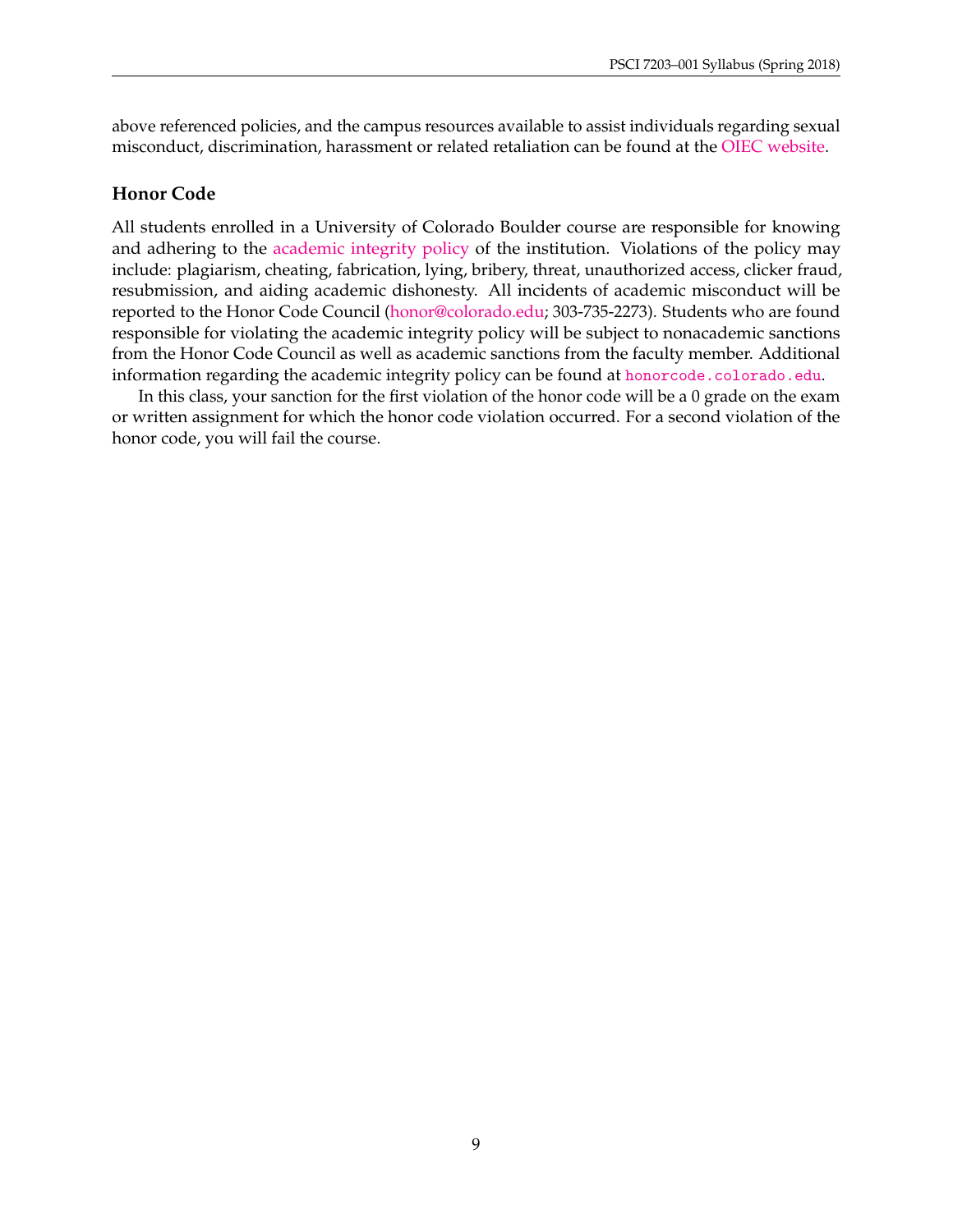above referenced policies, and the campus resources available to assist individuals regarding sexual misconduct, discrimination, harassment or related retaliation can be found at the OIEC website.

### Honor Code

All students enrolled in a University of Colorado Boulder course are responsible for knowing and adhering to the academic integrity policy of the institution. Violations of the policy may include: plagiarism, cheating, fabrication, lying, bribery, threat, unauthorized access, clicker fraud, resubmission, and aiding academic dishonesty. All incidents of academic misconduct will be reported to the Honor Code Council (honor@colorado.edu; 303-735-2273). Students who are found responsible for violating the academic integrity policy will be subject to nonacademic sanctions from the Honor Code Council as well as academic sanctions from the faculty member. Additional information regarding the academic integrity policy can be found at `honorcode.colorado.edu`.

In this class, your sanction for the first violation of the honor code will be a 0 grade on the exam or written assignment for which the honor code violation occurred. For a second violation of the honor code, you will fail the course.